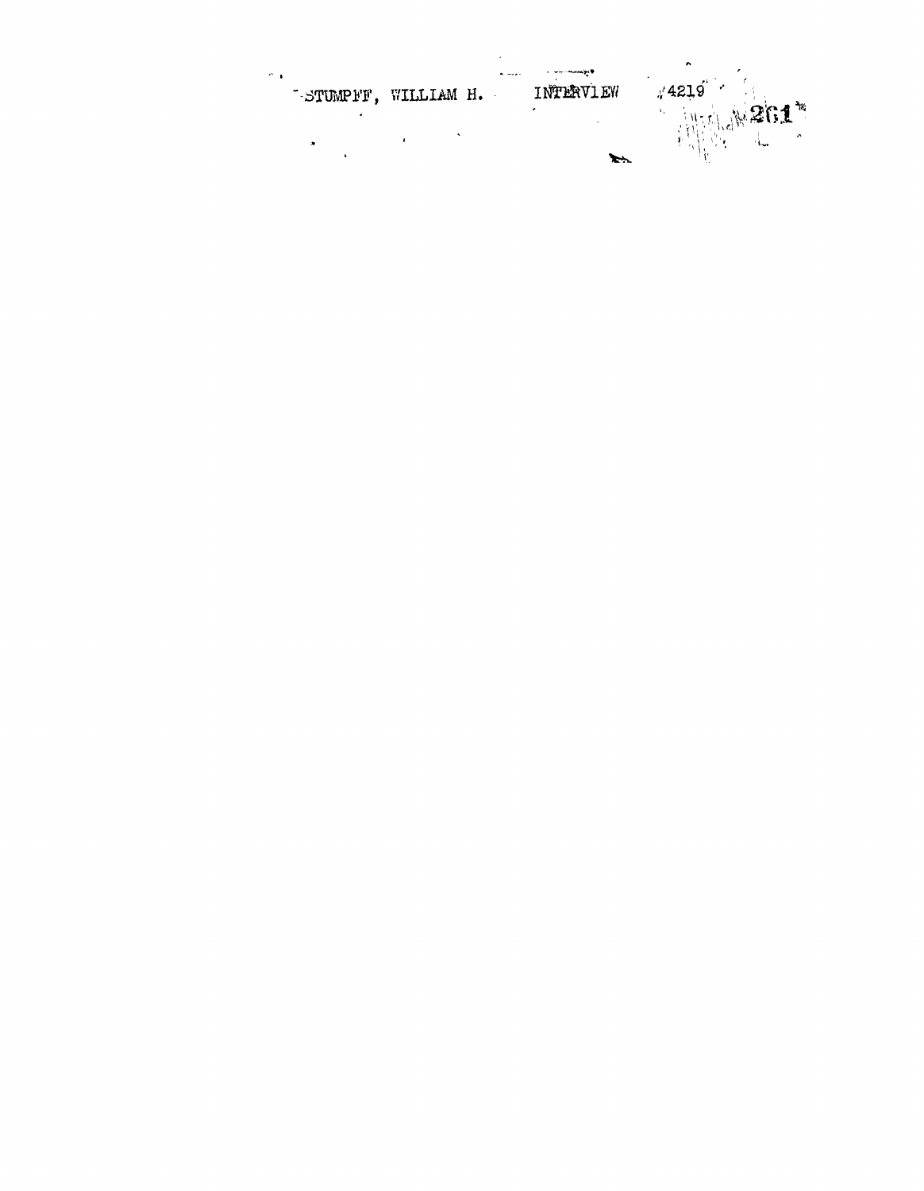STUMPFF, WILLIAM H. INTERVIEW #4219

261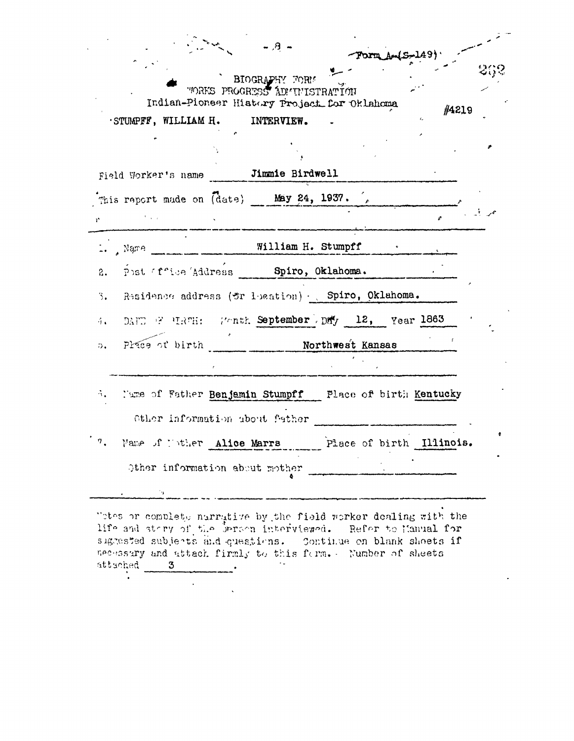Form A-(S-149)

BIOGRAPHY FORM
WORKS PROGRESS ADMINISTRATION
Indian-Pioneer History Project for Oklahoma

#4219

STUMPFF, WILLIAM H. INTERVIEW.

Field Worker's name Jimmie Birdwell

This report made on (date) May 24, 1937.

1. Name William H. Stumpff
2. Post Office Address Spiro, Oklahoma.
3. Residence address (or location) Spiro, Oklahoma.
4. DATE OF BIRTH: Month September Day 12, Year 1863
5. Place of birth Northwest Kansas
6. Name of Father Benjamin Stumpff Place of birth Kentucky

   Other information about father

7. Name of Mother Alice Marrs Place of birth Illinois.

   Other information about mother

Notes or complete narrative by the field worker dealing with the life and story of the person interviewed. Refer to Manual for suggested subjects and questions. Continue on blank sheets if necessary and attach firmly to this form. Number of sheets attached 3.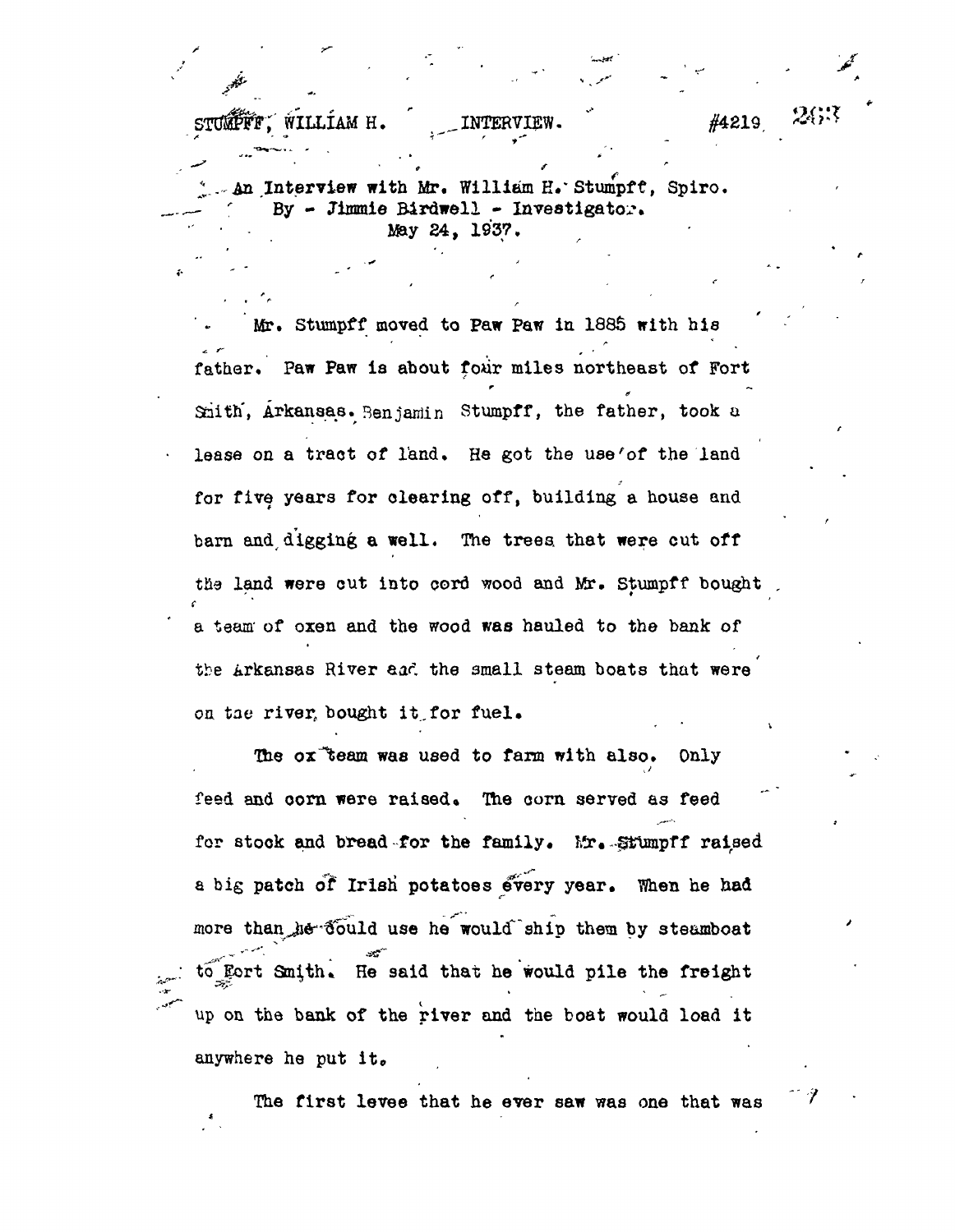STUMPFF, WILLIAM H. INTERVIEW. #4219

An Interview with Mr. William H. Stumpff, Spiro.
By - Jimmie Birdwell - Investigator.
May 24, 1937.

Mr. Stumpff moved to Paw Paw in 1885 with his father. Paw Paw is about four miles northeast of Fort Smith, Arkansas. Benjamin Stumpff, the father, took a lease on a tract of land. He got the use of the land for five years for clearing off, building a house and barn and digging a well. The trees that were cut off the land were cut into cord wood and Mr. Stumpff bought a team of oxen and the wood was hauled to the bank of the Arkansas River and the small steam boats that were on the river bought it for fuel.

The ox team was used to farm with also. Only feed and corn were raised. The corn served as feed for stock and bread for the family. Mr. Stumpff raised a big patch of Irish potatoes every year. When he had more than he could use he would ship them by steamboat to Fort Smith. He said that he would pile the freight up on the bank of the river and the boat would load it anywhere he put it.

The first levee that he ever saw was one that was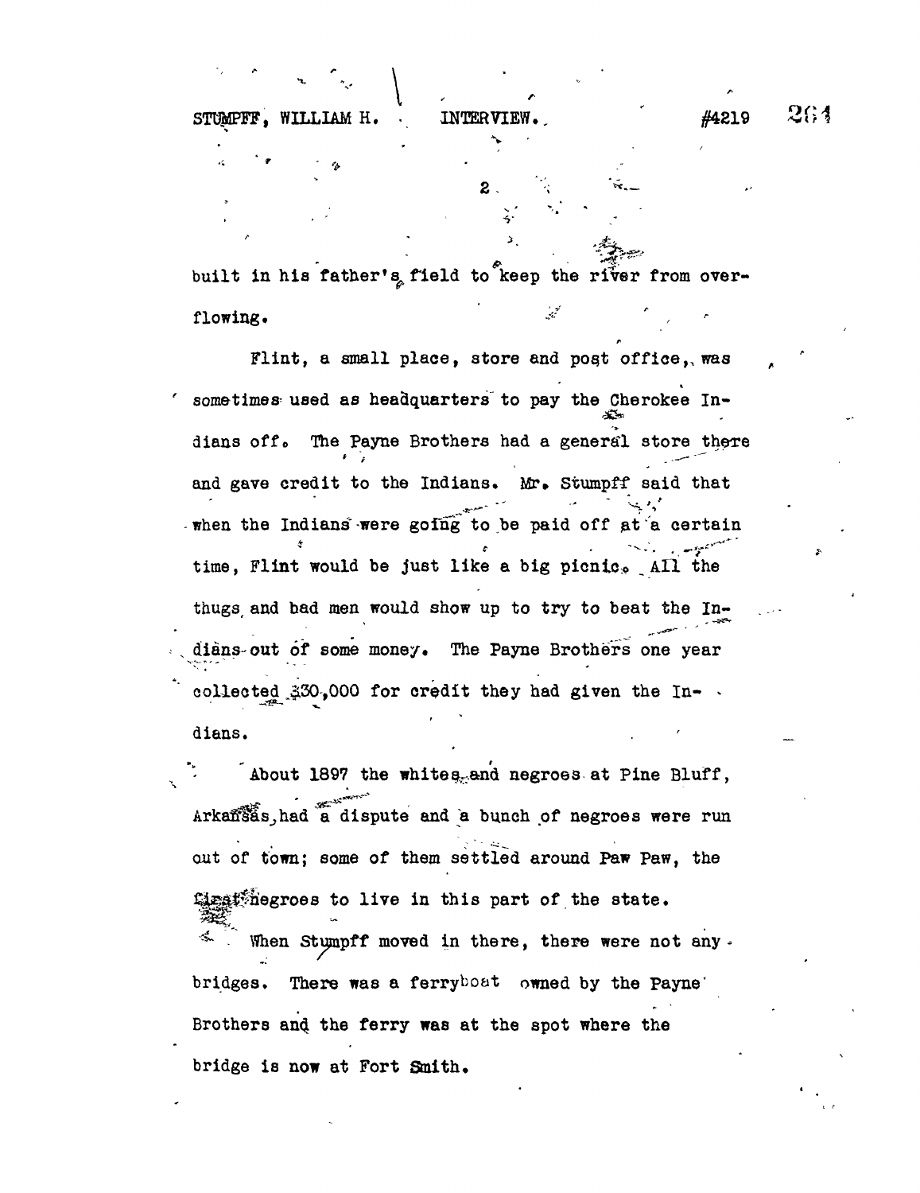built in his father's field to keep the river from overflowing.

Flint, a small place, store and post office, was sometimes used as headquarters to pay the Cherokee Indians off. The Payne Brothers had a general store there and gave credit to the Indians. Mr. Stumpff said that when the Indians were going to be paid off at a certain time, Flint would be just like a big picnic. All the thugs and bad men would show up to try to beat the Indians out of some money. The Payne Brothers one year collected $30,000 for credit they had given the Indians.

About 1897 the whites and negroes at Pine Bluff, Arkansas, had a dispute and a bunch of negroes were run out of town; some of them settled around Paw Paw, the first negroes to live in this part of the state.

When Stumpff moved in there, there were not any bridges. There was a ferryboat owned by the Payne Brothers and the ferry was at the spot where the bridge is now at Fort Smith.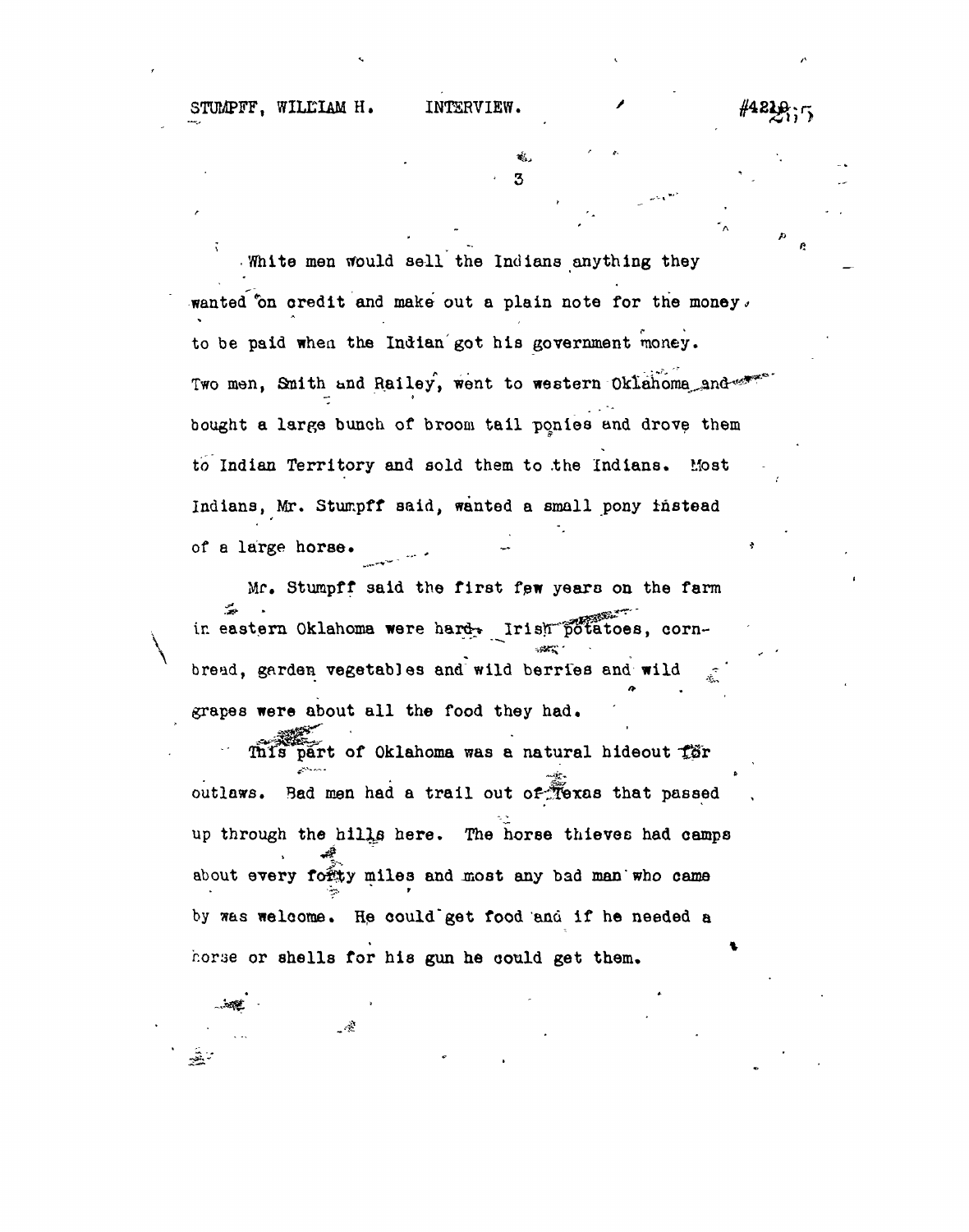White men would sell the Indians anything they wanted on credit and make out a plain note for the money, to be paid when the Indian got his government money. Two men, Smith and Railey, went to western Oklahoma and bought a large bunch of broom tail ponies and drove them to Indian Territory and sold them to the Indians. Most Indians, Mr. Stumpff said, wanted a small pony instead of a large horse.

Mr. Stumpff said the first few years on the farm in eastern Oklahoma were hard. Irish potatoes, cornbread, garden vegetables and wild berries and wild grapes were about all the food they had.

This part of Oklahoma was a natural hideout for outlaws. Bad men had a trail out of Texas that passed up through the hills here. The horse thieves had camps about every forty miles and most any bad man who came by was welcome. He could get food and if he needed a horse or shells for his gun he could get them.